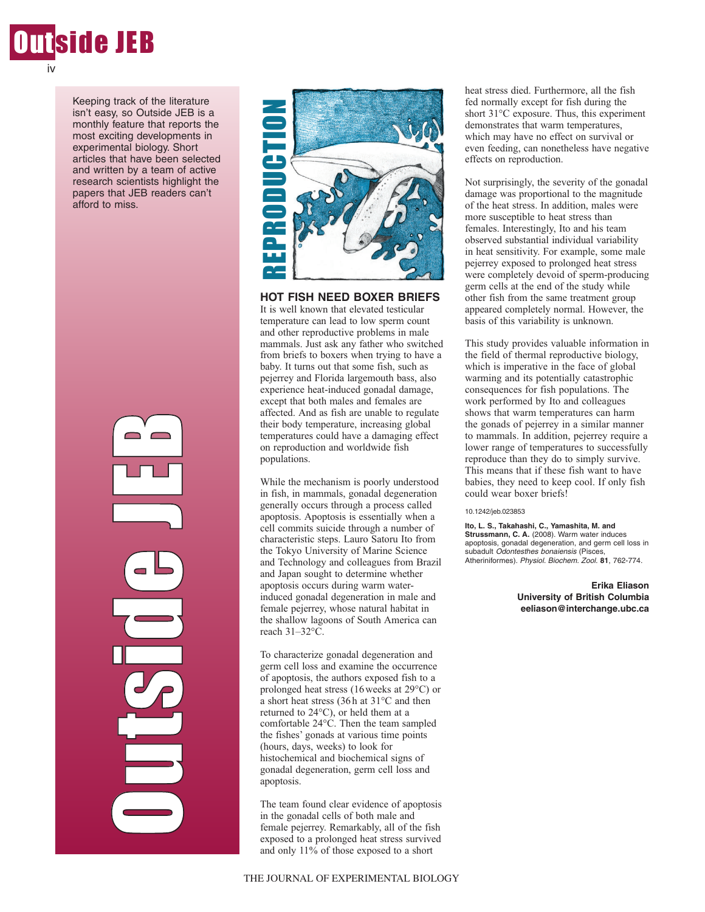Keeping track of the literature isn't easy, so Outside JEB is a monthly feature that reports the most exciting developments in experimental biology. Short articles that have been selected and written by a team of active research scientists highlight the papers that JEB readers can't afford to miss.

REPRODUCTION

## HOT FISH NEED BOXER BRIEFS

It is well known that elevated testicular temperature can lead to low sperm count and other reproductive problems in male mammals. Just ask any father who switched from briefs to boxers when trying to have a baby. It turns out that some fish, such as pejerrey and Florida largemouth bass, also experience heat-induced gonadal damage, except that both males and females are affected. And as fish are unable to regulate their body temperature, increasing global temperatures could have a damaging effect on reproduction and worldwide fish populations.

While the mechanism is poorly understood in fish, in mammals, gonadal degeneration generally occurs through a process called apoptosis. Apoptosis is essentially when a cell commits suicide through a number of characteristic steps. Lauro Satoru Ito from the Tokyo University of Marine Science and Technology and colleagues from Brazil and Japan sought to determine whether apoptosis occurs during warm water-induced gonadal degeneration in male and female pejerrey, whose natural habitat in the shallow lagoons of South America can reach 31–32°C.

To characterize gonadal degeneration and germ cell loss and examine the occurrence of apoptosis, the authors exposed fish to a prolonged heat stress (16 weeks at 29°C) or a short heat stress (36 h at 31°C and then returned to 24°C), or held them at a comfortable 24°C. Then the team sampled the fishes' gonads at various time points (hours, days, weeks) to look for histochemical and biochemical signs of gonadal degeneration, germ cell loss and apoptosis.

The team found clear evidence of apoptosis in the gonadal cells of both male and female pejerrey. Remarkably, all of the fish exposed to a prolonged heat stress survived and only 11% of those exposed to a short heat stress died. Furthermore, all the fish fed normally except for fish during the short 31°C exposure. Thus, this experiment demonstrates that warm temperatures, which may have no effect on survival or even feeding, can nonetheless have negative effects on reproduction.

Not surprisingly, the severity of the gonadal damage was proportional to the magnitude of the heat stress. In addition, males were more susceptible to heat stress than females. Interestingly, Ito and his team observed substantial individual variability in heat sensitivity. For example, some male pejerrey exposed to prolonged heat stress were completely devoid of sperm-producing germ cells at the end of the study while other fish from the same treatment group appeared completely normal. However, the basis of this variability is unknown.

This study provides valuable information in the field of thermal reproductive biology, which is imperative in the face of global warming and its potentially catastrophic consequences for fish populations. The work performed by Ito and colleagues shows that warm temperatures can harm the gonads of pejerrey in a similar manner to mammals. In addition, pejerrey require a lower range of temperatures to successfully reproduce than they do to simply survive. This means that if these fish want to have babies, they need to keep cool. If only fish could wear boxer briefs!

10.1242/jeb.023853

**Ito, L. S., Takahashi, C., Yamashita, M. and Strussmann, C. A.** (2008). Warm water induces apoptosis, gonadal degeneration, and germ cell loss in subadult *Odontesthes bonaiensis* (Pisces, Atheriniformes). *Physiol. Biochem. Zool.* **81**, 762-774.

**Erika Eliason**
**University of British Columbia**
**eeliason@interchange.ubc.ca**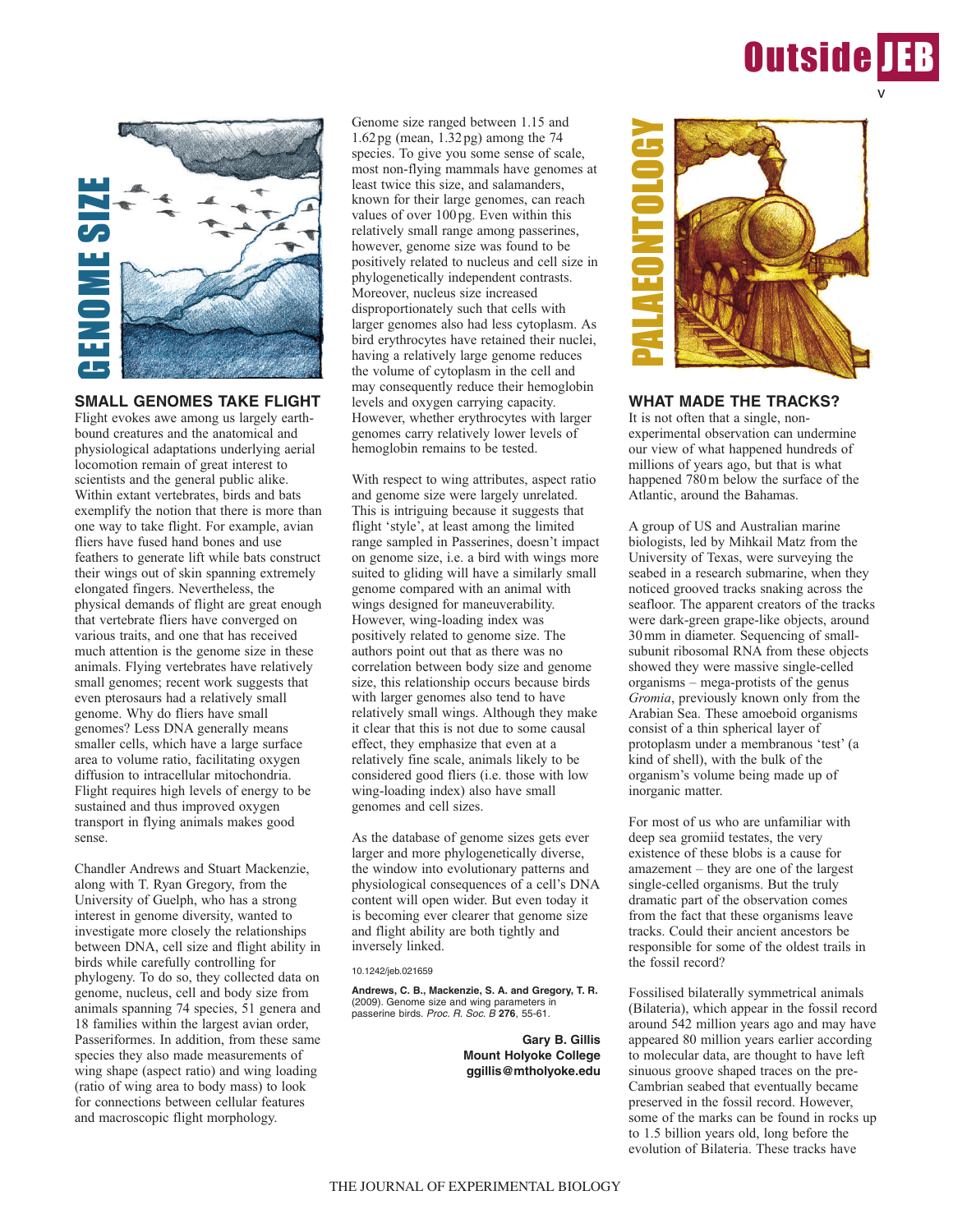## GENOME SIZE

### SMALL GENOMES TAKE FLIGHT

Flight evokes awe among us largely earth-bound creatures and the anatomical and physiological adaptations underlying aerial locomotion remain of great interest to scientists and the general public alike. Within extant vertebrates, birds and bats exemplify the notion that there is more than one way to take flight. For example, avian fliers have fused hand bones and use feathers to generate lift while bats construct their wings out of skin spanning extremely elongated fingers. Nevertheless, the physical demands of flight are great enough that vertebrate fliers have converged on various traits, and one that has received much attention is the genome size in these animals. Flying vertebrates have relatively small genomes; recent work suggests that even pterosaurs had a relatively small genome. Why do fliers have small genomes? Less DNA generally means smaller cells, which have a large surface area to volume ratio, facilitating oxygen diffusion to intracellular mitochondria. Flight requires high levels of energy to be sustained and thus improved oxygen transport in flying animals makes good sense.

Chandler Andrews and Stuart Mackenzie, along with T. Ryan Gregory, from the University of Guelph, who has a strong interest in genome diversity, wanted to investigate more closely the relationships between DNA, cell size and flight ability in birds while carefully controlling for phylogeny. To do so, they collected data on genome, nucleus, cell and body size from animals spanning 74 species, 51 genera and 18 families within the largest avian order, Passeriformes. In addition, from these same species they also made measurements of wing shape (aspect ratio) and wing loading (ratio of wing area to body mass) to look for connections between cellular features and macroscopic flight morphology.

Genome size ranged between 1.15 and 1.62 pg (mean, 1.32 pg) among the 74 species. To give you some sense of scale, most non-flying mammals have genomes at least twice this size, and salamanders, known for their large genomes, can reach values of over 100 pg. Even within this relatively small range among passerines, however, genome size was found to be positively related to nucleus and cell size in phylogenetically independent contrasts. Moreover, nucleus size increased disproportionately such that cells with larger genomes also had less cytoplasm. As bird erythrocytes have retained their nuclei, having a relatively large genome reduces the volume of cytoplasm in the cell and may consequently reduce their hemoglobin levels and oxygen carrying capacity. However, whether erythrocytes with larger genomes carry relatively lower levels of hemoglobin remains to be tested.

With respect to wing attributes, aspect ratio and genome size were largely unrelated. This is intriguing because it suggests that flight 'style', at least among the limited range sampled in Passerines, doesn't impact on genome size, i.e. a bird with wings more suited to gliding will have a similarly small genome compared with an animal with wings designed for maneuverability. However, wing-loading index was positively related to genome size. The authors point out that as there was no correlation between body size and genome size, this relationship occurs because birds with larger genomes also tend to have relatively small wings. Although they make it clear that this is not due to some causal effect, they emphasize that even at a relatively fine scale, animals likely to be considered good fliers (i.e. those with low wing-loading index) also have small genomes and cell sizes.

As the database of genome sizes gets ever larger and more phylogenetically diverse, the window into evolutionary patterns and physiological consequences of a cell's DNA content will open wider. But even today it is becoming ever clearer that genome size and flight ability are both tightly and inversely linked.

10.1242/jeb.021659

**Andrews, C. B., Mackenzie, S. A. and Gregory, T. R.** (2009). Genome size and wing parameters in passerine birds. *Proc. R. Soc. B* **276**, 55-61.

**Gary B. Gillis**
**Mount Holyoke College**
**ggillis@mtholyoke.edu**

## PALAEONTOLOGY

### WHAT MADE THE TRACKS?

It is not often that a single, non-experimental observation can undermine our view of what happened hundreds of millions of years ago, but that is what happened 780 m below the surface of the Atlantic, around the Bahamas.

A group of US and Australian marine biologists, led by Mihkail Matz from the University of Texas, were surveying the seabed in a research submarine, when they noticed grooved tracks snaking across the seafloor. The apparent creators of the tracks were dark-green grape-like objects, around 30 mm in diameter. Sequencing of small-subunit ribosomal RNA from these objects showed they were massive single-celled organisms – mega-protists of the genus *Gromia*, previously known only from the Arabian Sea. These amoeboid organisms consist of a thin spherical layer of protoplasm under a membranous 'test' (a kind of shell), with the bulk of the organism's volume being made up of inorganic matter.

For most of us who are unfamiliar with deep sea gromiid testates, the very existence of these blobs is a cause for amazement – they are one of the largest single-celled organisms. But the truly dramatic part of the observation comes from the fact that these organisms leave tracks. Could their ancient ancestors be responsible for some of the oldest trails in the fossil record?

Fossilised bilaterally symmetrical animals (Bilateria), which appear in the fossil record around 542 million years ago and may have appeared 80 million years earlier according to molecular data, are thought to have left sinuous groove shaped traces on the pre-Cambrian seabed that eventually became preserved in the fossil record. However, some of the marks can be found in rocks up to 1.5 billion years old, long before the evolution of Bilateria. These tracks have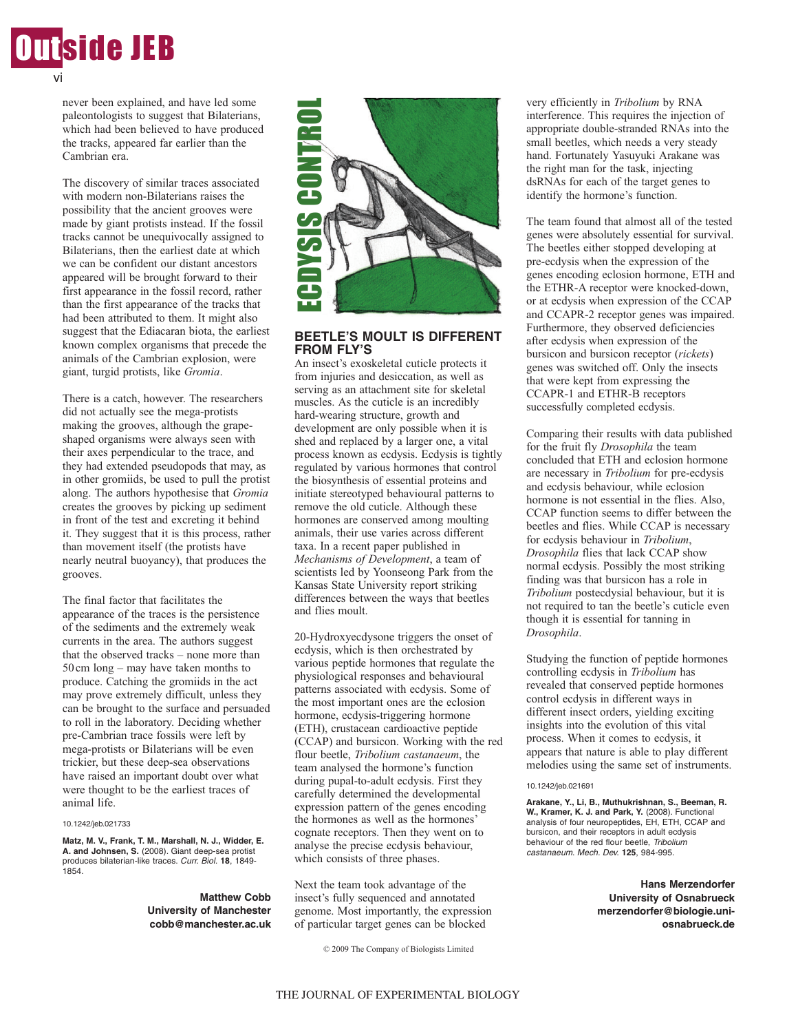never been explained, and have led some paleontologists to suggest that Bilaterians, which had been believed to have produced the tracks, appeared far earlier than the Cambrian era.

The discovery of similar traces associated with modern non-Bilaterians raises the possibility that the ancient grooves were made by giant protists instead. If the fossil tracks cannot be unequivocally assigned to Bilaterians, then the earliest date at which we can be confident our distant ancestors appeared will be brought forward to their first appearance in the fossil record, rather than the first appearance of the tracks that had been attributed to them. It might also suggest that the Ediacaran biota, the earliest known complex organisms that precede the animals of the Cambrian explosion, were giant, turgid protists, like *Gromia*.

There is a catch, however. The researchers did not actually see the mega-protists making the grooves, although the grape-shaped organisms were always seen with their axes perpendicular to the trace, and they had extended pseudopods that may, as in other gromiids, be used to pull the protist along. The authors hypothesise that *Gromia* creates the grooves by picking up sediment in front of the test and excreting it behind it. They suggest that it is this process, rather than movement itself (the protists have nearly neutral buoyancy), that produces the grooves.

The final factor that facilitates the appearance of the traces is the persistence of the sediments and the extremely weak currents in the area. The authors suggest that the observed tracks – none more than 50 cm long – may have taken months to produce. Catching the gromiids in the act may prove extremely difficult, unless they can be brought to the surface and persuaded to roll in the laboratory. Deciding whether pre-Cambrian trace fossils were left by mega-protists or Bilaterians will be even trickier, but these deep-sea observations have raised an important doubt over what were thought to be the earliest traces of animal life.

10.1242/jeb.021733

**Matz, M. V., Frank, T. M., Marshall, N. J., Widder, E. A. and Johnsen, S.** (2008). Giant deep-sea protist produces bilaterian-like traces. *Curr. Biol.* **18**, 1849-1854.

**Matthew Cobb**
**University of Manchester**
**cobb@manchester.ac.uk**

ECDYSIS CONTROL

## BEETLE'S MOULT IS DIFFERENT FROM FLY'S

An insect's exoskeletal cuticle protects it from injuries and desiccation, as well as serving as an attachment site for skeletal muscles. As the cuticle is an incredibly hard-wearing structure, growth and development are only possible when it is shed and replaced by a larger one, a vital process known as ecdysis. Ecdysis is tightly regulated by various hormones that control the biosynthesis of essential proteins and initiate stereotyped behavioural patterns to remove the old cuticle. Although these hormones are conserved among moulting animals, their use varies across different taxa. In a recent paper published in *Mechanisms of Development*, a team of scientists led by Yoonseong Park from the Kansas State University report striking differences between the ways that beetles and flies moult.

20-Hydroxyecdysone triggers the onset of ecdysis, which is then orchestrated by various peptide hormones that regulate the physiological responses and behavioural patterns associated with ecdysis. Some of the most important ones are the eclosion hormone, ecdysis-triggering hormone (ETH), crustacean cardioactive peptide (CCAP) and bursicon. Working with the red flour beetle, *Tribolium castanaeum*, the team analysed the hormone's function during pupal-to-adult ecdysis. First they carefully determined the developmental expression pattern of the genes encoding the hormones as well as the hormones' cognate receptors. Then they went on to analyse the precise ecdysis behaviour, which consists of three phases.

Next the team took advantage of the insect's fully sequenced and annotated genome. Most importantly, the expression of particular target genes can be blocked very efficiently in *Tribolium* by RNA interference. This requires the injection of appropriate double-stranded RNAs into the small beetles, which needs a very steady hand. Fortunately Yasuyuki Arakane was the right man for the task, injecting dsRNAs for each of the target genes to identify the hormone's function.

The team found that almost all of the tested genes were absolutely essential for survival. The beetles either stopped developing at pre-ecdysis when the expression of the genes encoding eclosion hormone, ETH and the ETHR-A receptor were knocked-down, or at ecdysis when expression of the CCAP and CCAPR-2 receptor genes was impaired. Furthermore, they observed deficiencies after ecdysis when expression of the bursicon and bursicon receptor (*rickets*) genes was switched off. Only the insects that were kept from expressing the CCAPR-1 and ETHR-B receptors successfully completed ecdysis.

Comparing their results with data published for the fruit fly *Drosophila* the team concluded that ETH and eclosion hormone are necessary in *Tribolium* for pre-ecdysis and ecdysis behaviour, while eclosion hormone is not essential in the flies. Also, CCAP function seems to differ between the beetles and flies. While CCAP is necessary for ecdysis behaviour in *Tribolium*, *Drosophila* flies that lack CCAP show normal ecdysis. Possibly the most striking finding was that bursicon has a role in *Tribolium* postecdysial behaviour, but it is not required to tan the beetle's cuticle even though it is essential for tanning in *Drosophila*.

Studying the function of peptide hormones controlling ecdysis in *Tribolium* has revealed that conserved peptide hormones control ecdysis in different ways in different insect orders, yielding exciting insights into the evolution of this vital process. When it comes to ecdysis, it appears that nature is able to play different melodies using the same set of instruments.

10.1242/jeb.021691

**Arakane, Y., Li, B., Muthukrishnan, S., Beeman, R. W., Kramer, K. J. and Park, Y.** (2008). Functional analysis of four neuropeptides, EH, ETH, CCAP and bursicon, and their receptors in adult ecdysis behaviour of the red flour beetle, *Tribolium castanaeum*. *Mech. Dev.* **125**, 984-995.

**Hans Merzendorfer**
**University of Osnabrueck**
**merzendorfer@biologie.uni-osnabrueck.de**

© 2009 The Company of Biologists Limited